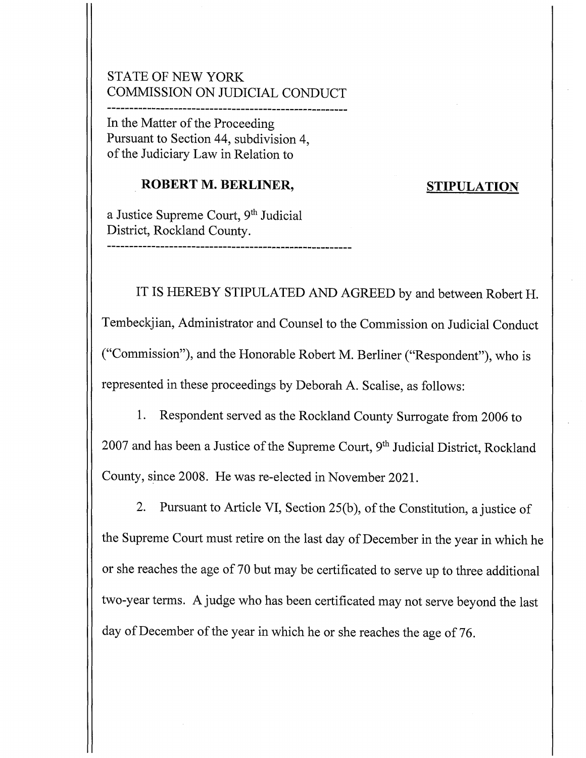STATE OF NEW YORK
COMMISSION ON JUDICIAL CONDUCT

---

In the Matter of the Proceeding
Pursuant to Section 44, subdivision 4,
of the Judiciary Law in Relation to

**ROBERT M. BERLINER,**

**STIPULATION**

a Justice Supreme Court, 9th Judicial
District, Rockland County.

---

IT IS HEREBY STIPULATED AND AGREED by and between Robert H. Tembeckjian, Administrator and Counsel to the Commission on Judicial Conduct ("Commission"), and the Honorable Robert M. Berliner ("Respondent"), who is represented in these proceedings by Deborah A. Scalise, as follows:

1. Respondent served as the Rockland County Surrogate from 2006 to 2007 and has been a Justice of the Supreme Court, 9th Judicial District, Rockland County, since 2008. He was re-elected in November 2021.

2. Pursuant to Article VI, Section 25(b), of the Constitution, a justice of the Supreme Court must retire on the last day of December in the year in which he or she reaches the age of 70 but may be certificated to serve up to three additional two-year terms. A judge who has been certificated may not serve beyond the last day of December of the year in which he or she reaches the age of 76.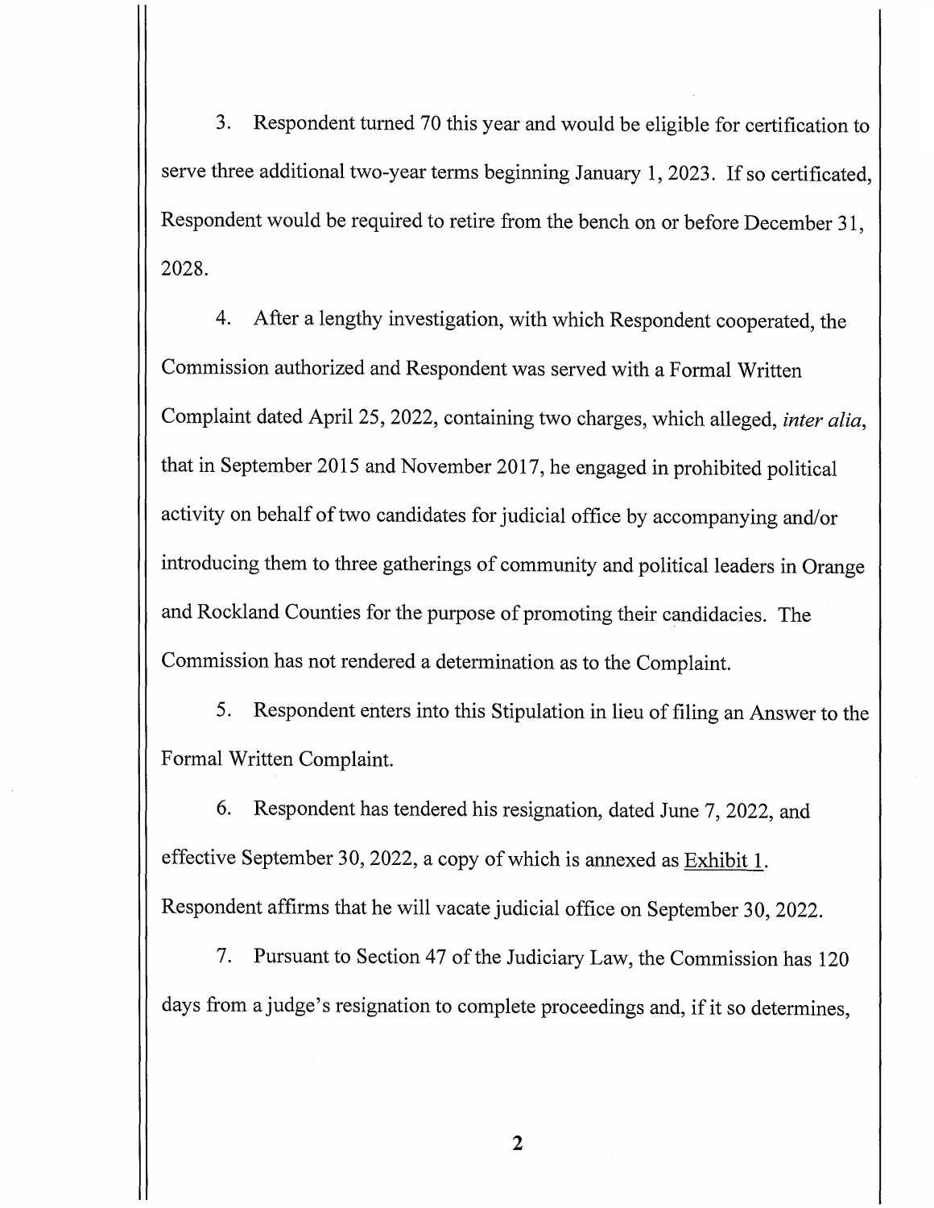3. Respondent turned 70 this year and would be eligible for certification to serve three additional two-year terms beginning January 1, 2023. If so certificated, Respondent would be required to retire from the bench on or before December 31, 2028.

4. After a lengthy investigation, with which Respondent cooperated, the Commission authorized and Respondent was served with a Formal Written Complaint dated April 25, 2022, containing two charges, which alleged, *inter alia*, that in September 2015 and November 2017, he engaged in prohibited political activity on behalf of two candidates for judicial office by accompanying and/or introducing them to three gatherings of community and political leaders in Orange and Rockland Counties for the purpose of promoting their candidacies. The Commission has not rendered a determination as to the Complaint.

5. Respondent enters into this Stipulation in lieu of filing an Answer to the Formal Written Complaint.

6. Respondent has tendered his resignation, dated June 7, 2022, and effective September 30, 2022, a copy of which is annexed as Exhibit 1. Respondent affirms that he will vacate judicial office on September 30, 2022.

7. Pursuant to Section 47 of the Judiciary Law, the Commission has 120 days from a judge's resignation to complete proceedings and, if it so determines,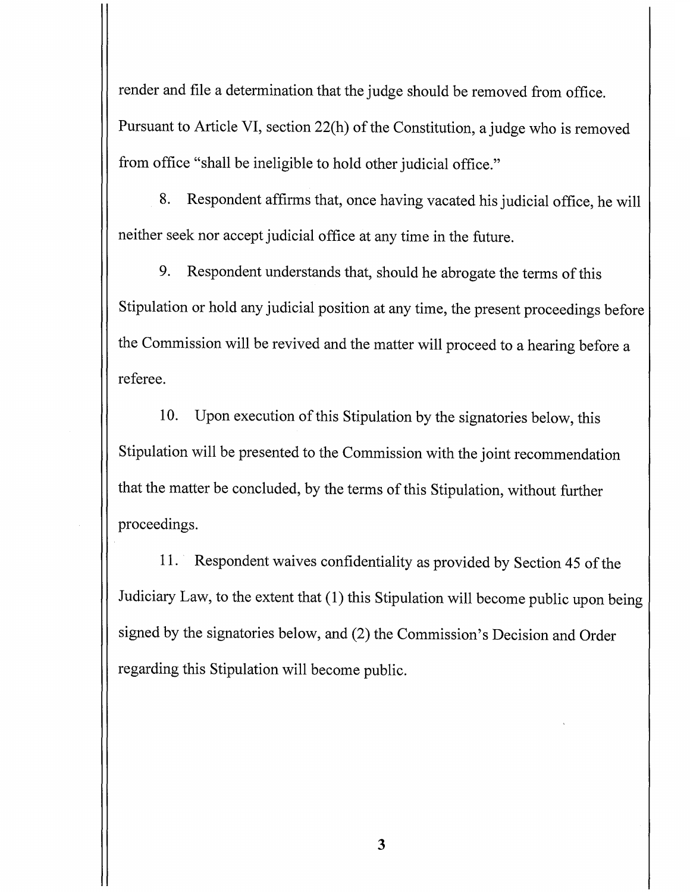render and file a determination that the judge should be removed from office. Pursuant to Article VI, section 22(h) of the Constitution, a judge who is removed from office "shall be ineligible to hold other judicial office."

8. Respondent affirms that, once having vacated his judicial office, he will neither seek nor accept judicial office at any time in the future.

9. Respondent understands that, should he abrogate the terms of this Stipulation or hold any judicial position at any time, the present proceedings before the Commission will be revived and the matter will proceed to a hearing before a referee.

10. Upon execution of this Stipulation by the signatories below, this Stipulation will be presented to the Commission with the joint recommendation that the matter be concluded, by the terms of this Stipulation, without further proceedings.

11. Respondent waives confidentiality as provided by Section 45 of the Judiciary Law, to the extent that (1) this Stipulation will become public upon being signed by the signatories below, and (2) the Commission's Decision and Order regarding this Stipulation will become public.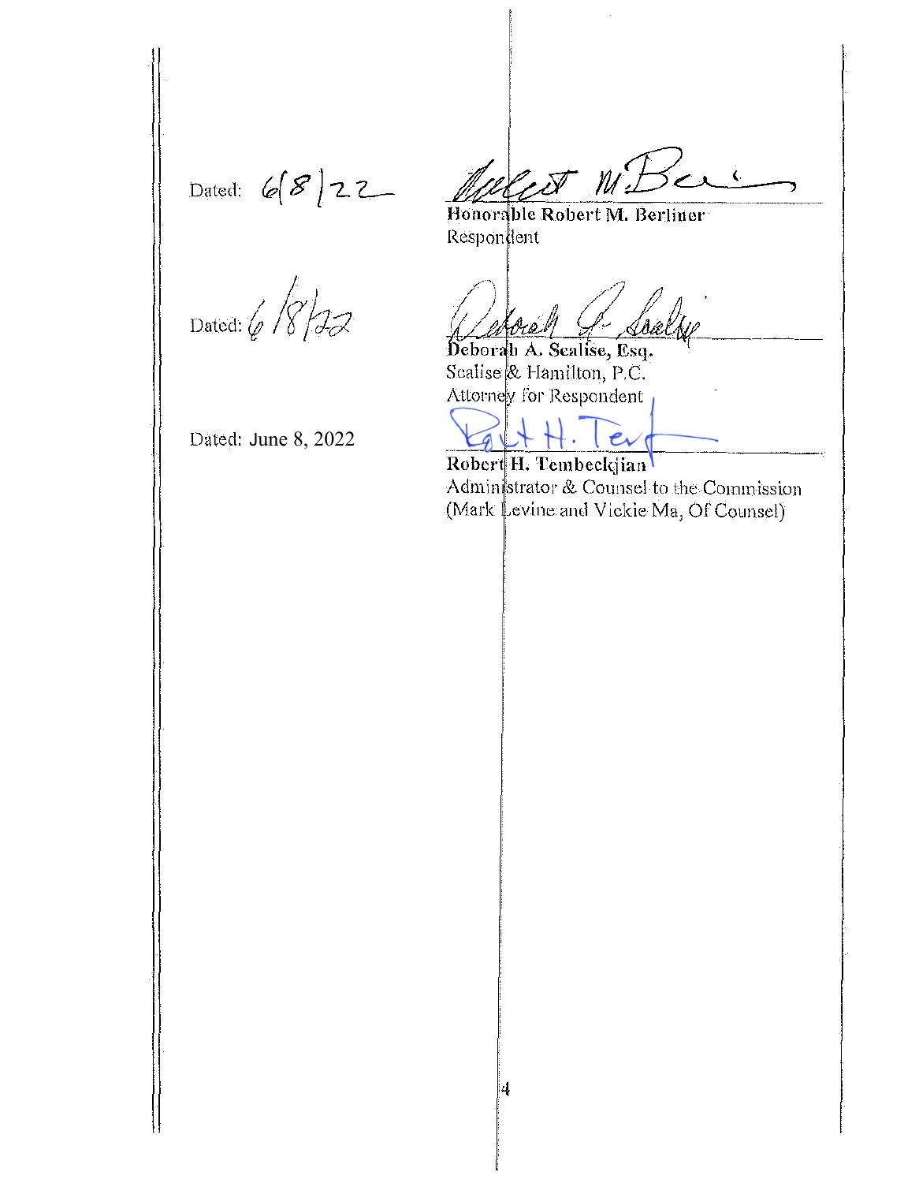Dated: 6/8/22

Honorable Robert M. Berliner
Respondent

Dated: 6/8/22

Deborah A. Scalise, Esq.
Scalise & Hamilton, P.C.
Attorney for Respondent

Dated: June 8, 2022

Robert H. Tembeckjian
Administrator & Counsel to the Commission
(Mark Levine and Vickie Ma, Of Counsel)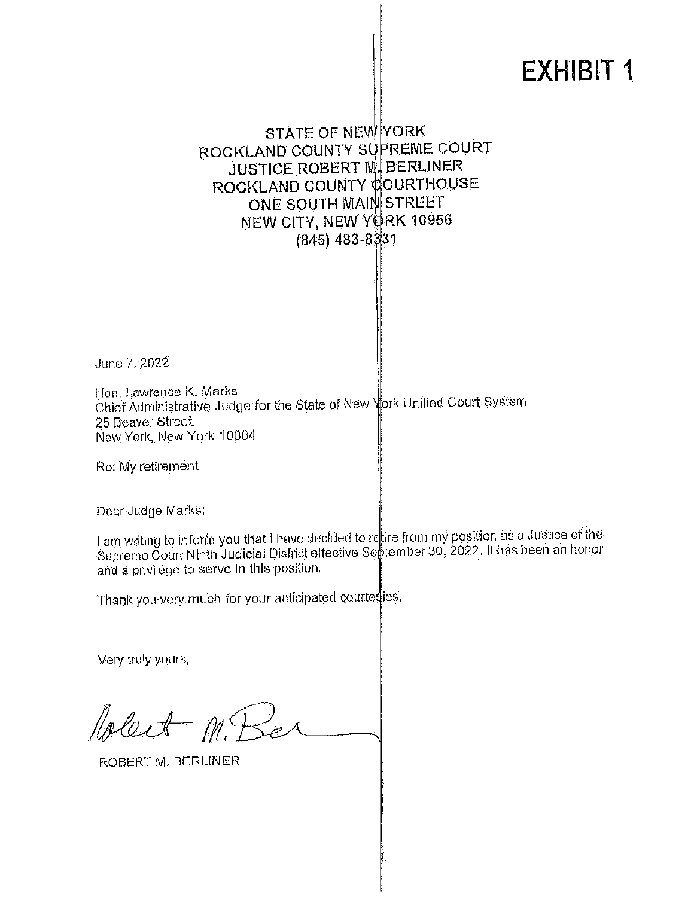# EXHIBIT 1

STATE OF NEW YORK
ROCKLAND COUNTY SUPREME COURT
JUSTICE ROBERT M. BERLINER
ROCKLAND COUNTY COURTHOUSE
ONE SOUTH MAIN STREET
NEW CITY, NEW YORK 10956
(845) 483-8331

June 7, 2022

Hon. Lawrence K. Marks
Chief Administrative Judge for the State of New York Unified Court System
25 Beaver Street.
New York, New York 10004

Re: My retirement

Dear Judge Marks:

I am writing to inform you that I have decided to retire from my position as a Justice of the Supreme Court Ninth Judicial District effective September 30, 2022. It has been an honor and a privilege to serve in this position.

Thank you very much for your anticipated courtesies.

Very truly yours,

Robert M. Ber

ROBERT M. BERLINER